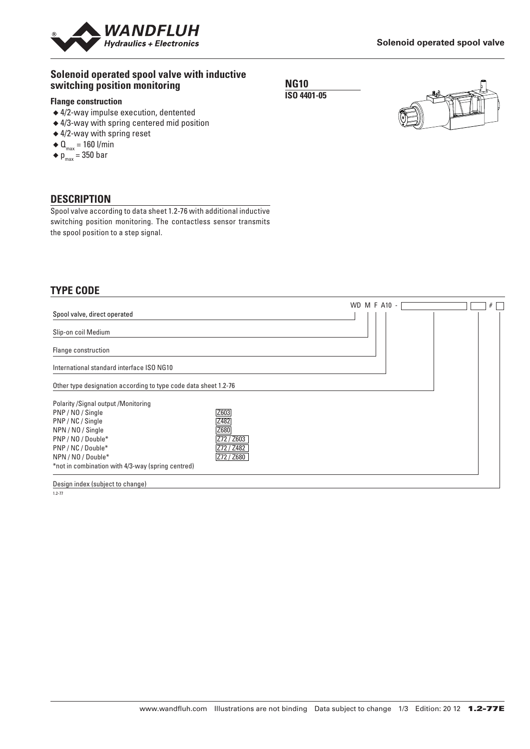# Solenoid operated spool valve with inductive switching position monitoring

**NG10**

**ISO 4401-05**

### Flange construction

- ◆ 4/2-way impulse execution, dentented
- ◆ 4/3-way with spring centered mid position
- ◆ 4/2-way with spring reset
- ◆ $Q_{max}$ = 160 l/min
- ◆ $p_{max}$ = 350 bar

## DESCRIPTION

Spool valve according to data sheet 1.2-76 with additional inductive switching position monitoring. The contactless sensor transmits the spool position to a step signal.

## TYPE CODE

WD M F A10 - [ ] [ ] # [ ]

- Spool valve, direct operated
- Slip-on coil Medium
- Flange construction
- International standard interface ISO NG10
- Other type designation according to type code data sheet 1.2-76

| Polarity /Signal output /Monitoring | |
|---|---|
| PNP / NO / Single | Z603 |
| PNP / NC / Single | Z482 |
| NPN / NO / Single | Z680 |
| PNP / NO / Double* | Z72 / Z603 |
| PNP / NC / Double* | Z72 / Z482 |
| NPN / NO / Double* | Z72 / Z680 |

*not in combination with 4/3-way (spring centred)

- Design index (subject to change)

1.2-77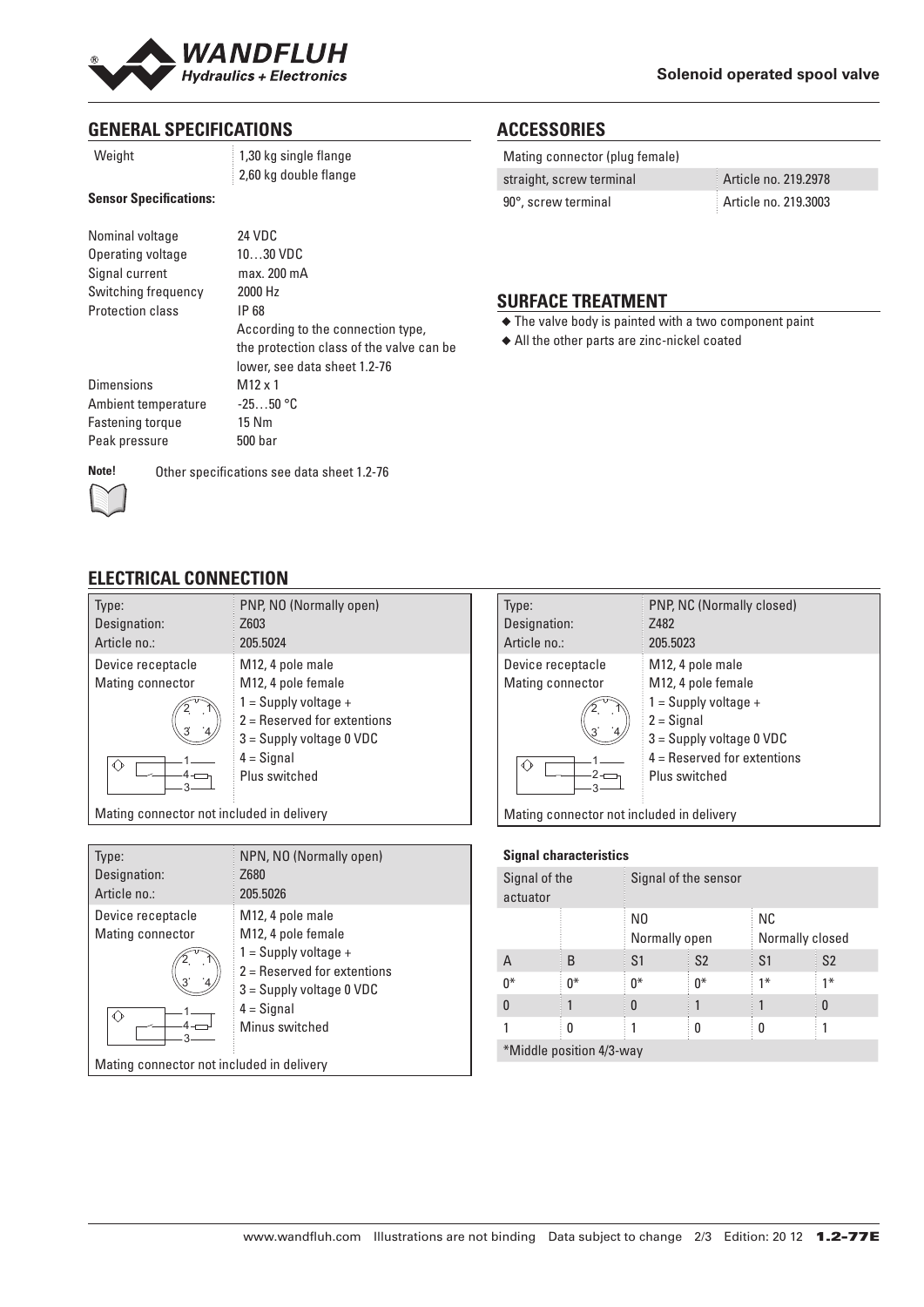## GENERAL SPECIFICATIONS

| | |
|---|---|
| Weight | 1,30 kg single flange<br>2,60 kg double flange |

**Sensor Specifications:**

| | |
|---|---|
| Nominal voltage | 24 VDC |
| Operating voltage | 10…30 VDC |
| Signal current | max. 200 mA |
| Switching frequency | 2000 Hz |
| Protection class | IP 68<br>According to the connection type, the protection class of the valve can be lower, see data sheet 1.2-76 |
| Dimensions | M12 x 1 |
| Ambient temperature | -25…50 °C |
| Fastening torque | 15 Nm |
| Peak pressure | 500 bar |

**Note!** Other specifications see data sheet 1.2-76

## ACCESSORIES

| Mating connector (plug female) | |
|---|---|
| straight, screw terminal | Article no. 219.2978 |
| 90°, screw terminal | Article no. 219.3003 |

## SURFACE TREATMENT

- The valve body is painted with a two component paint
- All the other parts are zinc-nickel coated

## ELECTRICAL CONNECTION

| Type:<br>Designation:<br>Article no.: | PNP, NO (Normally open)<br>Z603<br>205.5024 |
|---|---|
| Device receptacle<br>Mating connector | M12, 4 pole male<br>M12, 4 pole female<br>1 = Supply voltage +<br>2 = Reserved for extentions<br>3 = Supply voltage 0 VDC<br>4 = Signal<br>Plus switched |

Mating connector not included in delivery

| Type:<br>Designation:<br>Article no.: | PNP, NC (Normally closed)<br>Z482<br>205.5023 |
|---|---|
| Device receptacle<br>Mating connector | M12, 4 pole male<br>M12, 4 pole female<br>1 = Supply voltage +<br>2 = Signal<br>3 = Supply voltage 0 VDC<br>4 = Reserved for extentions<br>Plus switched |

Mating connector not included in delivery

| Type:<br>Designation:<br>Article no.: | NPN, NO (Normally open)<br>Z680<br>205.5026 |
|---|---|
| Device receptacle<br>Mating connector | M12, 4 pole male<br>M12, 4 pole female<br>1 = Supply voltage +<br>2 = Reserved for extentions<br>3 = Supply voltage 0 VDC<br>4 = Signal<br>Minus switched |

Mating connector not included in delivery

**Signal characteristics**

| Signal of the actuator | | Signal of the sensor | | | |
|---|---|---|---|---|---|
| | | NO<br>Normally open | | NC<br>Normally closed | |
| A | B | S1 | S2 | S1 | S2 |
| 0* | 0* | 0* | 0* | 1* | 1* |
| 0 | 1 | 0 | 1 | 1 | 0 |
| 1 | 0 | 1 | 0 | 0 | 1 |

*Middle position 4/3-way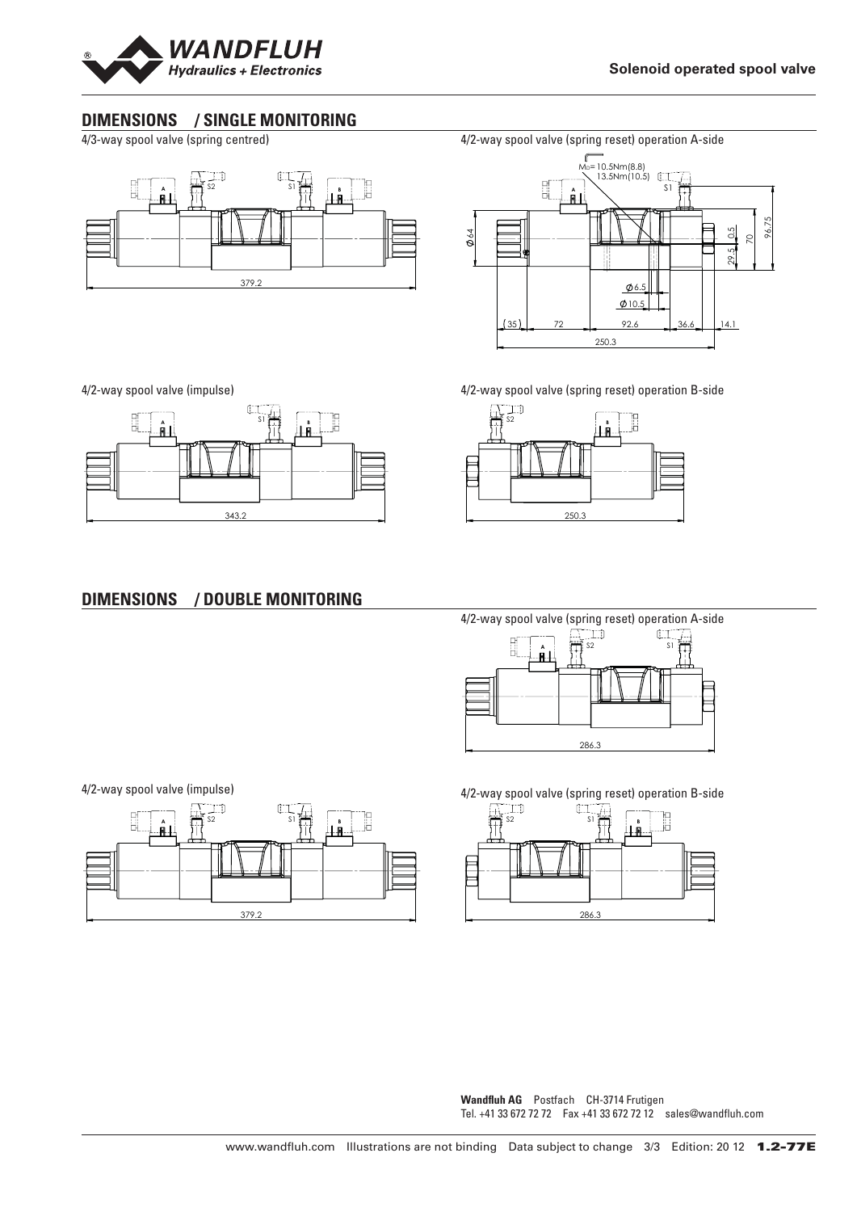## DIMENSIONS / SINGLE MONITORING

4/3-way spool valve (spring centred)

A
S2
S1
B
379.2

4/2-way spool valve (spring reset) operation A-side

MD= 10.5Nm(8.8)
13.5Nm(10.5)
A
S1
Ø64
0.5
29.5
70
96.75
Ø6.5
Ø10.5
(35)
72
92.6
36.6
14.1
250.3

4/2-way spool valve (impulse)

A
S1
B
343.2

4/2-way spool valve (spring reset) operation B-side

S2
B
250.3

## DIMENSIONS / DOUBLE MONITORING

4/2-way spool valve (spring reset) operation A-side

A
S2
S1
286.3

4/2-way spool valve (impulse)

A
S2
S1
B
379.2

4/2-way spool valve (spring reset) operation B-side

S2
S1
B
286.3

**Wandfluh AG** Postfach CH-3714 Frutigen
Tel. +41 33 672 72 72 Fax +41 33 672 72 12 sales@wandfluh.com